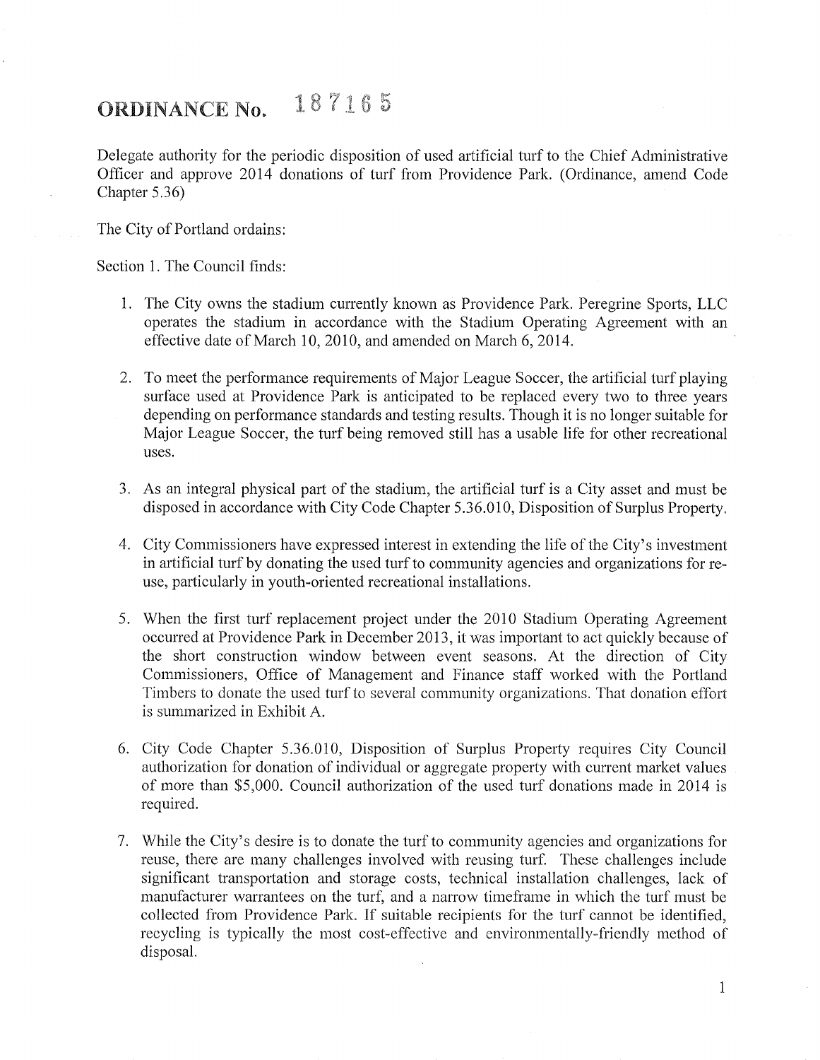# ORDINANCE No. 187165

Delegate authority for the periodic disposition of used artificial turf to the Chief Administrative Officer and approve 2014 donations of turf from Providence Park. (Ordinance, amend Code Chapter 5.36)

The City of Portland ordains:

Section 1. The Council finds:

1. The City owns the stadium currently known as Providence Park. Peregrine Sports, LLC operates the stadium in accordance with the Stadium Operating Agreement with an effective date of March 10, 2010, and amended on March 6, 2014.

2. To meet the performance requirements of Major League Soccer, the artificial turf playing surface used at Providence Park is anticipated to be replaced every two to three years depending on performance standards and testing results. Though it is no longer suitable for Major League Soccer, the turf being removed still has a usable life for other recreational uses.

3. As an integral physical part of the stadium, the artificial turf is a City asset and must be disposed in accordance with City Code Chapter 5.36.010, Disposition of Surplus Property.

4. City Commissioners have expressed interest in extending the life of the City's investment in artificial turf by donating the used turf to community agencies and organizations for re-use, particularly in youth-oriented recreational installations.

5. When the first turf replacement project under the 2010 Stadium Operating Agreement occurred at Providence Park in December 2013, it was important to act quickly because of the short construction window between event seasons. At the direction of City Commissioners, Office of Management and Finance staff worked with the Portland Timbers to donate the used turf to several community organizations. That donation effort is summarized in Exhibit A.

6. City Code Chapter 5.36.010, Disposition of Surplus Property requires City Council authorization for donation of individual or aggregate property with current market values of more than $5,000. Council authorization of the used turf donations made in 2014 is required.

7. While the City's desire is to donate the turf to community agencies and organizations for reuse, there are many challenges involved with reusing turf. These challenges include significant transportation and storage costs, technical installation challenges, lack of manufacturer warrantees on the turf, and a narrow timeframe in which the turf must be collected from Providence Park. If suitable recipients for the turf cannot be identified, recycling is typically the most cost-effective and environmentally-friendly method of disposal.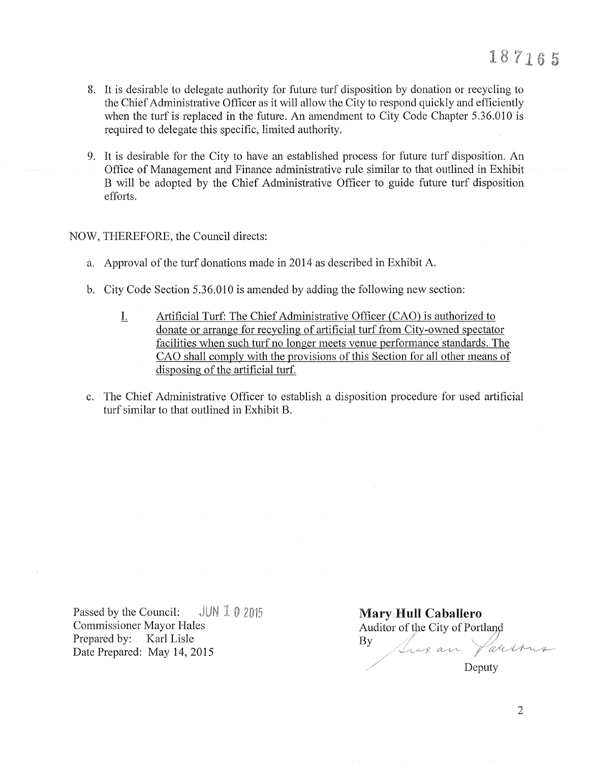8. It is desirable to delegate authority for future turf disposition by donation or recycling to the Chief Administrative Officer as it will allow the City to respond quickly and efficiently when the turf is replaced in the future. An amendment to City Code Chapter 5.36.010 is required to delegate this specific, limited authority.

9. It is desirable for the City to have an established process for future turf disposition. An Office of Management and Finance administrative rule similar to that outlined in Exhibit B will be adopted by the Chief Administrative Officer to guide future turf disposition efforts.

NOW, THEREFORE, the Council directs:

a. Approval of the turf donations made in 2014 as described in Exhibit A.

b. City Code Section 5.36.010 is amended by adding the following new section:

   I. Artificial Turf: The Chief Administrative Officer (CAO) is authorized to donate or arrange for recycling of artificial turf from City-owned spectator facilities when such turf no longer meets venue performance standards. The CAO shall comply with the provisions of this Section for all other means of disposing of the artificial turf.

c. The Chief Administrative Officer to establish a disposition procedure for used artificial turf similar to that outlined in Exhibit B.

Passed by the Council: JUN 10 2015
Commissioner Mayor Hales
Prepared by: Karl Lisle
Date Prepared: May 14, 2015

**Mary Hull Caballero**
Auditor of the City of Portland
By Susan Parsons
Deputy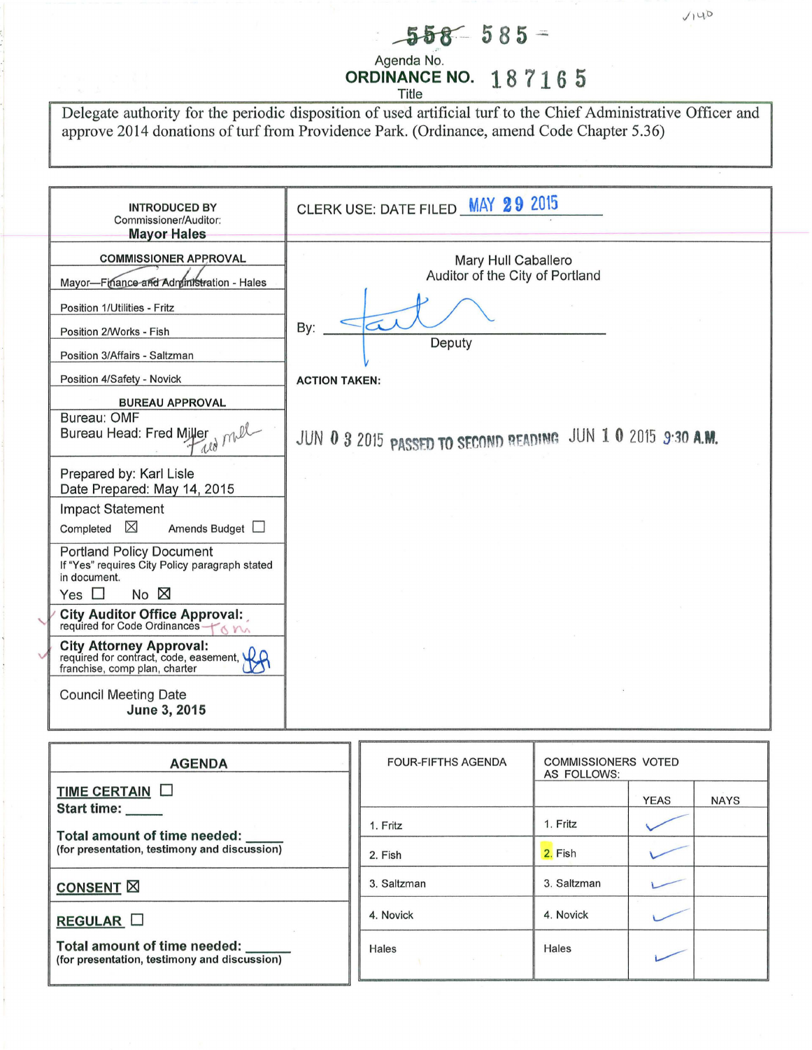✓140

~~558~~ 585

Agenda No.

**ORDINANCE NO.** 187165

Title

Delegate authority for the periodic disposition of used artificial turf to the Chief Administrative Officer and approve 2014 donations of turf from Providence Park. (Ordinance, amend Code Chapter 5.36)

| | |
|---|---|
| **INTRODUCED BY** Commissioner/Auditor: **Mayor Hales** | CLERK USE: DATE FILED MAY 29 2015 |
| **COMMISSIONER APPROVAL** | Mary Hull Caballero Auditor of the City of Portland |
| Mayor—Finance and Administration - Hales | By: Deputy |
| Position 1/Utilities - Fritz | |
| Position 2/Works - Fish | |
| Position 3/Affairs - Saltzman | |
| Position 4/Safety - Novick | **ACTION TAKEN:** |
| **BUREAU APPROVAL** Bureau: OMF Bureau Head: Fred Miller | JUN 03 2015 PASSED TO SECOND READING JUN 10 2015 9:30 A.M. |
| Prepared by: Karl Lisle Date Prepared: May 14, 2015 | |
| Impact Statement Completed ☒ Amends Budget ☐ | |
| Portland Policy Document If "Yes" requires City Policy paragraph stated in document. Yes ☐ No ☒ | |
| **City Auditor Office Approval:** required for Code Ordinances | |
| **City Attorney Approval:** required for contract, code, easement, franchise, comp plan, charter | |
| Council Meeting Date **June 3, 2015** | |

| **AGENDA** |
|---|
| **TIME CERTAIN** ☐ **Start time:** _____ **Total amount of time needed:** _____ (for presentation, testimony and discussion) |
| **CONSENT** ☒ |
| **REGULAR** ☐ **Total amount of time needed:** _____ (for presentation, testimony and discussion) |

| FOUR-FIFTHS AGENDA | COMMISSIONERS VOTED AS FOLLOWS: | YEAS | NAYS |
|---|---|---|---|
| 1. Fritz | 1. Fritz | ✓ | |
| 2. Fish | 2. Fish | ✓ | |
| 3. Saltzman | 3. Saltzman | ✓ | |
| 4. Novick | 4. Novick | ✓ | |
| Hales | Hales | ✓ | |